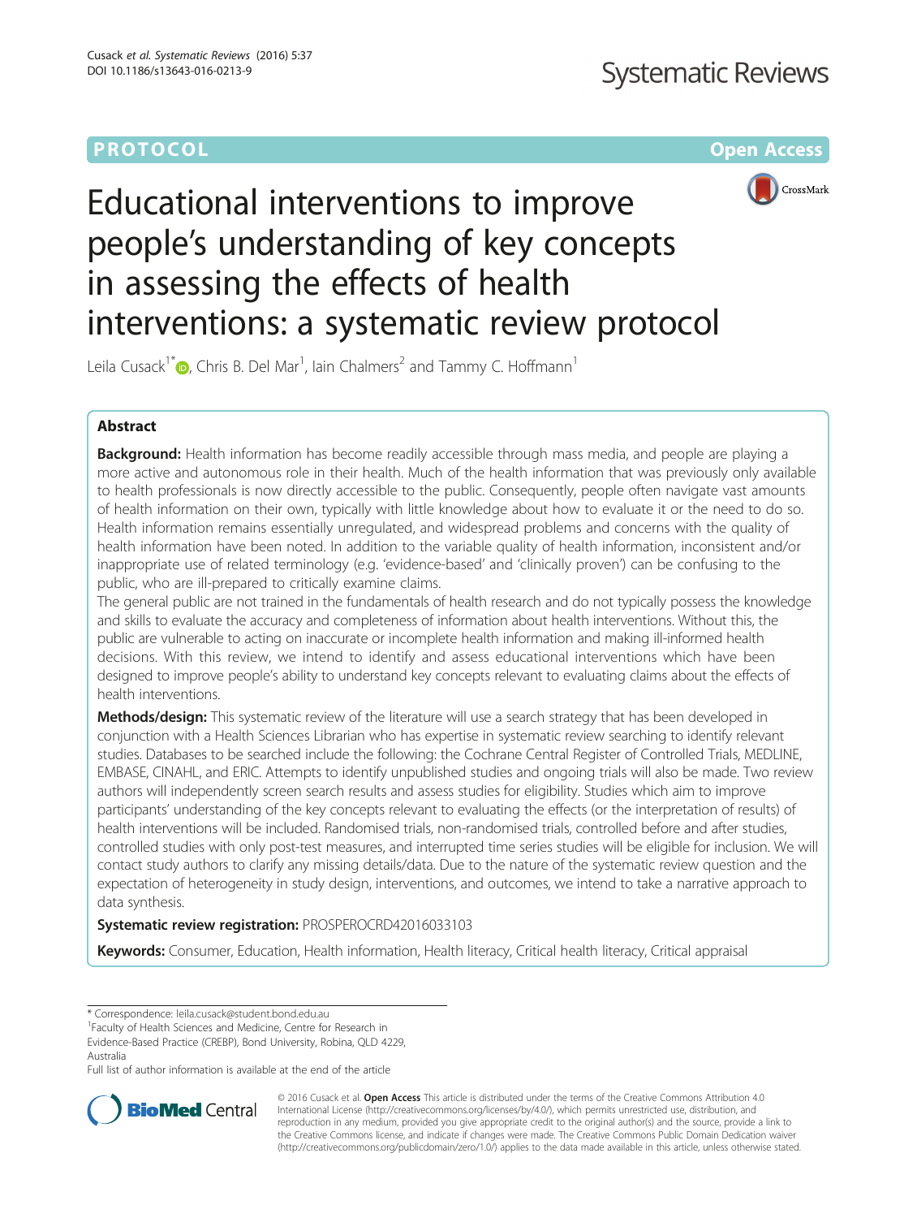PROTOCOL Open Access

# Educational interventions to improve people's understanding of key concepts in assessing the effects of health interventions: a systematic review protocol

Leila Cusack[1*], Chris B. Del Mar[1], Iain Chalmers[2] and Tammy C. Hoffmann[1]

## Abstract

**Background:** Health information has become readily accessible through mass media, and people are playing a more active and autonomous role in their health. Much of the health information that was previously only available to health professionals is now directly accessible to the public. Consequently, people often navigate vast amounts of health information on their own, typically with little knowledge about how to evaluate it or the need to do so. Health information remains essentially unregulated, and widespread problems and concerns with the quality of health information have been noted. In addition to the variable quality of health information, inconsistent and/or inappropriate use of related terminology (e.g. 'evidence-based' and 'clinically proven') can be confusing to the public, who are ill-prepared to critically examine claims.

The general public are not trained in the fundamentals of health research and do not typically possess the knowledge and skills to evaluate the accuracy and completeness of information about health interventions. Without this, the public are vulnerable to acting on inaccurate or incomplete health information and making ill-informed health decisions. With this review, we intend to identify and assess educational interventions which have been designed to improve people's ability to understand key concepts relevant to evaluating claims about the effects of health interventions.

**Methods/design:** This systematic review of the literature will use a search strategy that has been developed in conjunction with a Health Sciences Librarian who has expertise in systematic review searching to identify relevant studies. Databases to be searched include the following: the Cochrane Central Register of Controlled Trials, MEDLINE, EMBASE, CINAHL, and ERIC. Attempts to identify unpublished studies and ongoing trials will also be made. Two review authors will independently screen search results and assess studies for eligibility. Studies which aim to improve participants' understanding of the key concepts relevant to evaluating the effects (or the interpretation of results) of health interventions will be included. Randomised trials, non-randomised trials, controlled before and after studies, controlled studies with only post-test measures, and interrupted time series studies will be eligible for inclusion. We will contact study authors to clarify any missing details/data. Due to the nature of the systematic review question and the expectation of heterogeneity in study design, interventions, and outcomes, we intend to take a narrative approach to data synthesis.

**Systematic review registration:** PROSPEROCRD42016033103

**Keywords:** Consumer, Education, Health information, Health literacy, Critical health literacy, Critical appraisal

---

\* Correspondence: leila.cusack@student.bond.edu.au
[1]Faculty of Health Sciences and Medicine, Centre for Research in Evidence-Based Practice (CREBP), Bond University, Robina, QLD 4229, Australia
Full list of author information is available at the end of the article

© 2016 Cusack et al. **Open Access** This article is distributed under the terms of the Creative Commons Attribution 4.0 International License (http://creativecommons.org/licenses/by/4.0/), which permits unrestricted use, distribution, and reproduction in any medium, provided you give appropriate credit to the original author(s) and the source, provide a link to the Creative Commons license, and indicate if changes were made. The Creative Commons Public Domain Dedication waiver (http://creativecommons.org/publicdomain/zero/1.0/) applies to the data made available in this article, unless otherwise stated.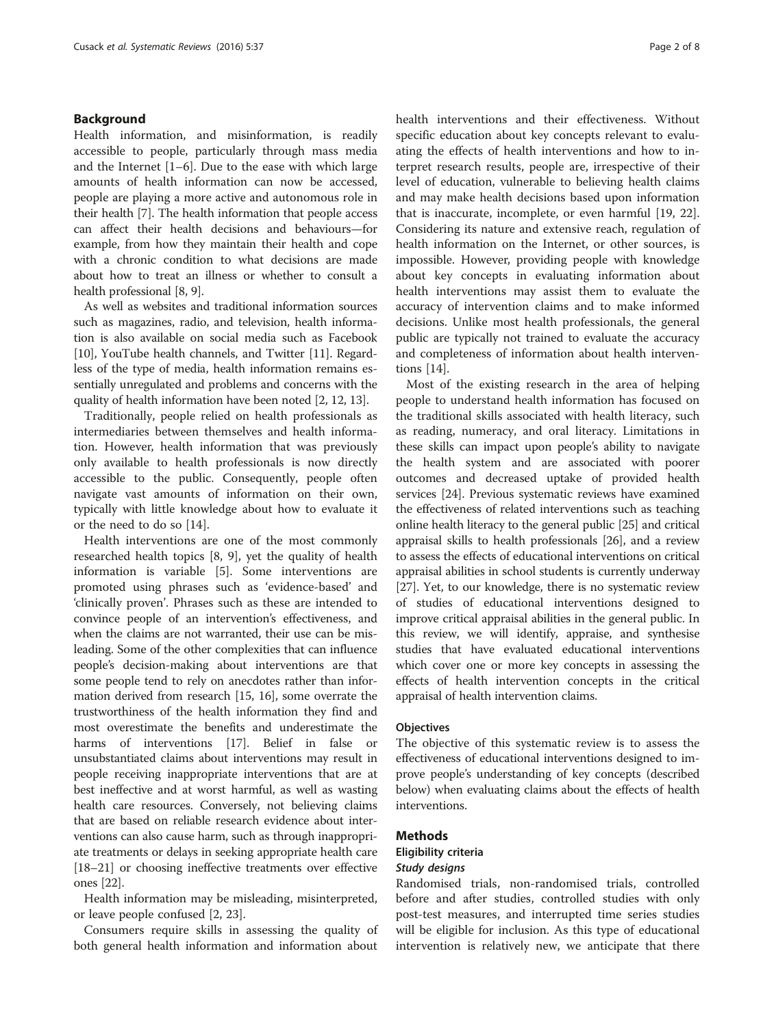## Background

Health information, and misinformation, is readily accessible to people, particularly through mass media and the Internet [1–6]. Due to the ease with which large amounts of health information can now be accessed, people are playing a more active and autonomous role in their health [7]. The health information that people access can affect their health decisions and behaviours—for example, from how they maintain their health and cope with a chronic condition to what decisions are made about how to treat an illness or whether to consult a health professional [8, 9].

As well as websites and traditional information sources such as magazines, radio, and television, health information is also available on social media such as Facebook [10], YouTube health channels, and Twitter [11]. Regardless of the type of media, health information remains essentially unregulated and problems and concerns with the quality of health information have been noted [2, 12, 13].

Traditionally, people relied on health professionals as intermediaries between themselves and health information. However, health information that was previously only available to health professionals is now directly accessible to the public. Consequently, people often navigate vast amounts of information on their own, typically with little knowledge about how to evaluate it or the need to do so [14].

Health interventions are one of the most commonly researched health topics [8, 9], yet the quality of health information is variable [5]. Some interventions are promoted using phrases such as 'evidence-based' and 'clinically proven'. Phrases such as these are intended to convince people of an intervention's effectiveness, and when the claims are not warranted, their use can be misleading. Some of the other complexities that can influence people's decision-making about interventions are that some people tend to rely on anecdotes rather than information derived from research [15, 16], some overrate the trustworthiness of the health information they find and most overestimate the benefits and underestimate the harms of interventions [17]. Belief in false or unsubstantiated claims about interventions may result in people receiving inappropriate interventions that are at best ineffective and at worst harmful, as well as wasting health care resources. Conversely, not believing claims that are based on reliable research evidence about interventions can also cause harm, such as through inappropriate treatments or delays in seeking appropriate health care [18–21] or choosing ineffective treatments over effective ones [22].

Health information may be misleading, misinterpreted, or leave people confused [2, 23].

Consumers require skills in assessing the quality of both general health information and information about health interventions and their effectiveness. Without specific education about key concepts relevant to evaluating the effects of health interventions and how to interpret research results, people are, irrespective of their level of education, vulnerable to believing health claims and may make health decisions based upon information that is inaccurate, incomplete, or even harmful [19, 22]. Considering its nature and extensive reach, regulation of health information on the Internet, or other sources, is impossible. However, providing people with knowledge about key concepts in evaluating information about health interventions may assist them to evaluate the accuracy of intervention claims and to make informed decisions. Unlike most health professionals, the general public are typically not trained to evaluate the accuracy and completeness of information about health interventions [14].

Most of the existing research in the area of helping people to understand health information has focused on the traditional skills associated with health literacy, such as reading, numeracy, and oral literacy. Limitations in these skills can impact upon people's ability to navigate the health system and are associated with poorer outcomes and decreased uptake of provided health services [24]. Previous systematic reviews have examined the effectiveness of related interventions such as teaching online health literacy to the general public [25] and critical appraisal skills to health professionals [26], and a review to assess the effects of educational interventions on critical appraisal abilities in school students is currently underway [27]. Yet, to our knowledge, there is no systematic review of studies of educational interventions designed to improve critical appraisal abilities in the general public. In this review, we will identify, appraise, and synthesise studies that have evaluated educational interventions which cover one or more key concepts in assessing the effects of health intervention concepts in the critical appraisal of health intervention claims.

### Objectives

The objective of this systematic review is to assess the effectiveness of educational interventions designed to improve people's understanding of key concepts (described below) when evaluating claims about the effects of health interventions.

## Methods

### Eligibility criteria

#### *Study designs*

Randomised trials, non-randomised trials, controlled before and after studies, controlled studies with only post-test measures, and interrupted time series studies will be eligible for inclusion. As this type of educational intervention is relatively new, we anticipate that there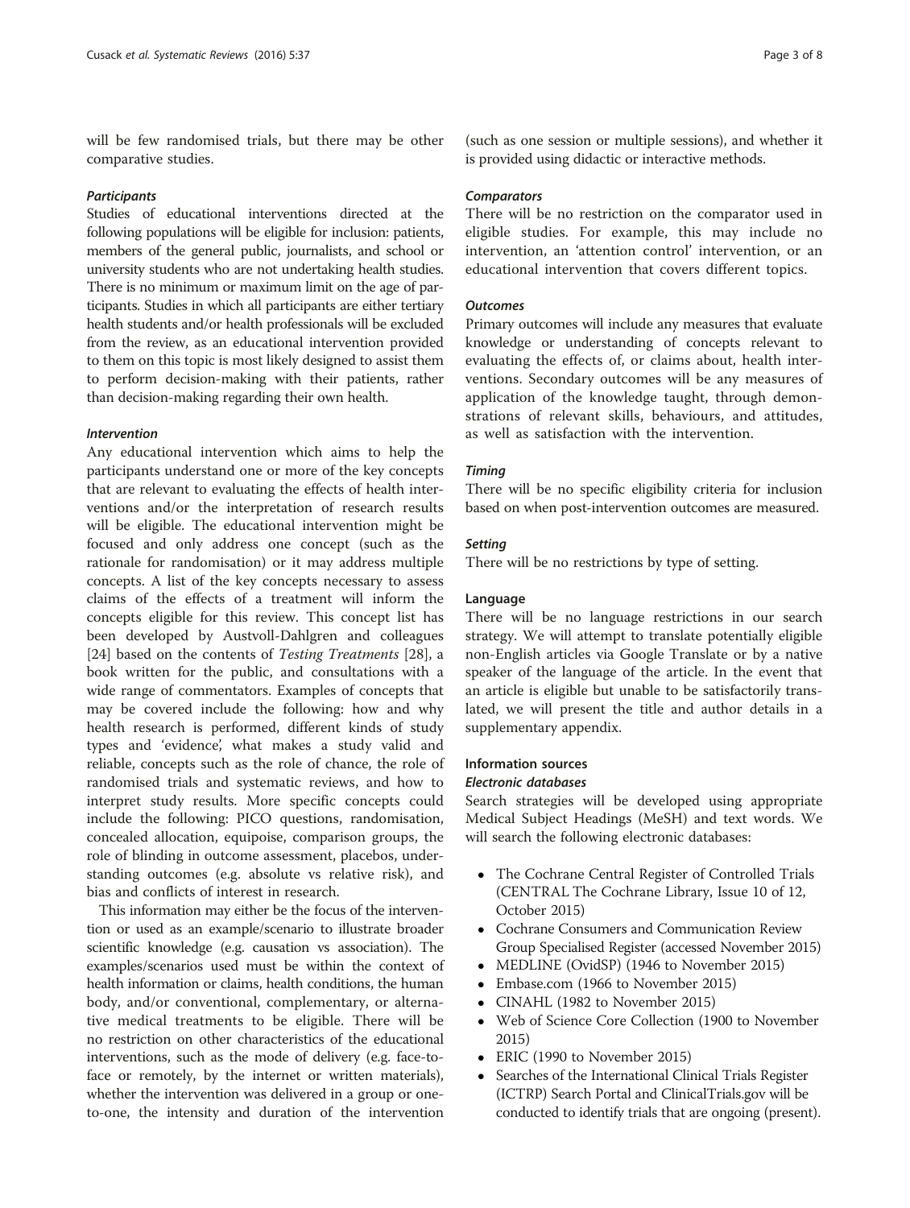will be few randomised trials, but there may be other comparative studies.

#### *Participants*

Studies of educational interventions directed at the following populations will be eligible for inclusion: patients, members of the general public, journalists, and school or university students who are not undertaking health studies. There is no minimum or maximum limit on the age of participants. Studies in which all participants are either tertiary health students and/or health professionals will be excluded from the review, as an educational intervention provided to them on this topic is most likely designed to assist them to perform decision-making with their patients, rather than decision-making regarding their own health.

#### *Intervention*

Any educational intervention which aims to help the participants understand one or more of the key concepts that are relevant to evaluating the effects of health interventions and/or the interpretation of research results will be eligible. The educational intervention might be focused and only address one concept (such as the rationale for randomisation) or it may address multiple concepts. A list of the key concepts necessary to assess claims of the effects of a treatment will inform the concepts eligible for this review. This concept list has been developed by Austvoll-Dahlgren and colleagues [24] based on the contents of *Testing Treatments* [28], a book written for the public, and consultations with a wide range of commentators. Examples of concepts that may be covered include the following: how and why health research is performed, different kinds of study types and 'evidence', what makes a study valid and reliable, concepts such as the role of chance, the role of randomised trials and systematic reviews, and how to interpret study results. More specific concepts could include the following: PICO questions, randomisation, concealed allocation, equipoise, comparison groups, the role of blinding in outcome assessment, placebos, understanding outcomes (e.g. absolute vs relative risk), and bias and conflicts of interest in research.

This information may either be the focus of the intervention or used as an example/scenario to illustrate broader scientific knowledge (e.g. causation vs association). The examples/scenarios used must be within the context of health information or claims, health conditions, the human body, and/or conventional, complementary, or alternative medical treatments to be eligible. There will be no restriction on other characteristics of the educational interventions, such as the mode of delivery (e.g. face-to-face or remotely, by the internet or written materials), whether the intervention was delivered in a group or one-to-one, the intensity and duration of the intervention (such as one session or multiple sessions), and whether it is provided using didactic or interactive methods.

#### *Comparators*

There will be no restriction on the comparator used in eligible studies. For example, this may include no intervention, an 'attention control' intervention, or an educational intervention that covers different topics.

#### *Outcomes*

Primary outcomes will include any measures that evaluate knowledge or understanding of concepts relevant to evaluating the effects of, or claims about, health interventions. Secondary outcomes will be any measures of application of the knowledge taught, through demonstrations of relevant skills, behaviours, and attitudes, as well as satisfaction with the intervention.

#### *Timing*

There will be no specific eligibility criteria for inclusion based on when post-intervention outcomes are measured.

#### *Setting*

There will be no restrictions by type of setting.

#### Language

There will be no language restrictions in our search strategy. We will attempt to translate potentially eligible non-English articles via Google Translate or by a native speaker of the language of the article. In the event that an article is eligible but unable to be satisfactorily translated, we will present the title and author details in a supplementary appendix.

### Information sources

#### *Electronic databases*

Search strategies will be developed using appropriate Medical Subject Headings (MeSH) and text words. We will search the following electronic databases:

- The Cochrane Central Register of Controlled Trials (CENTRAL The Cochrane Library, Issue 10 of 12, October 2015)
- Cochrane Consumers and Communication Review Group Specialised Register (accessed November 2015)
- MEDLINE (OvidSP) (1946 to November 2015)
- Embase.com (1966 to November 2015)
- CINAHL (1982 to November 2015)
- Web of Science Core Collection (1900 to November 2015)
- ERIC (1990 to November 2015)
- Searches of the International Clinical Trials Register (ICTRP) Search Portal and ClinicalTrials.gov will be conducted to identify trials that are ongoing (present).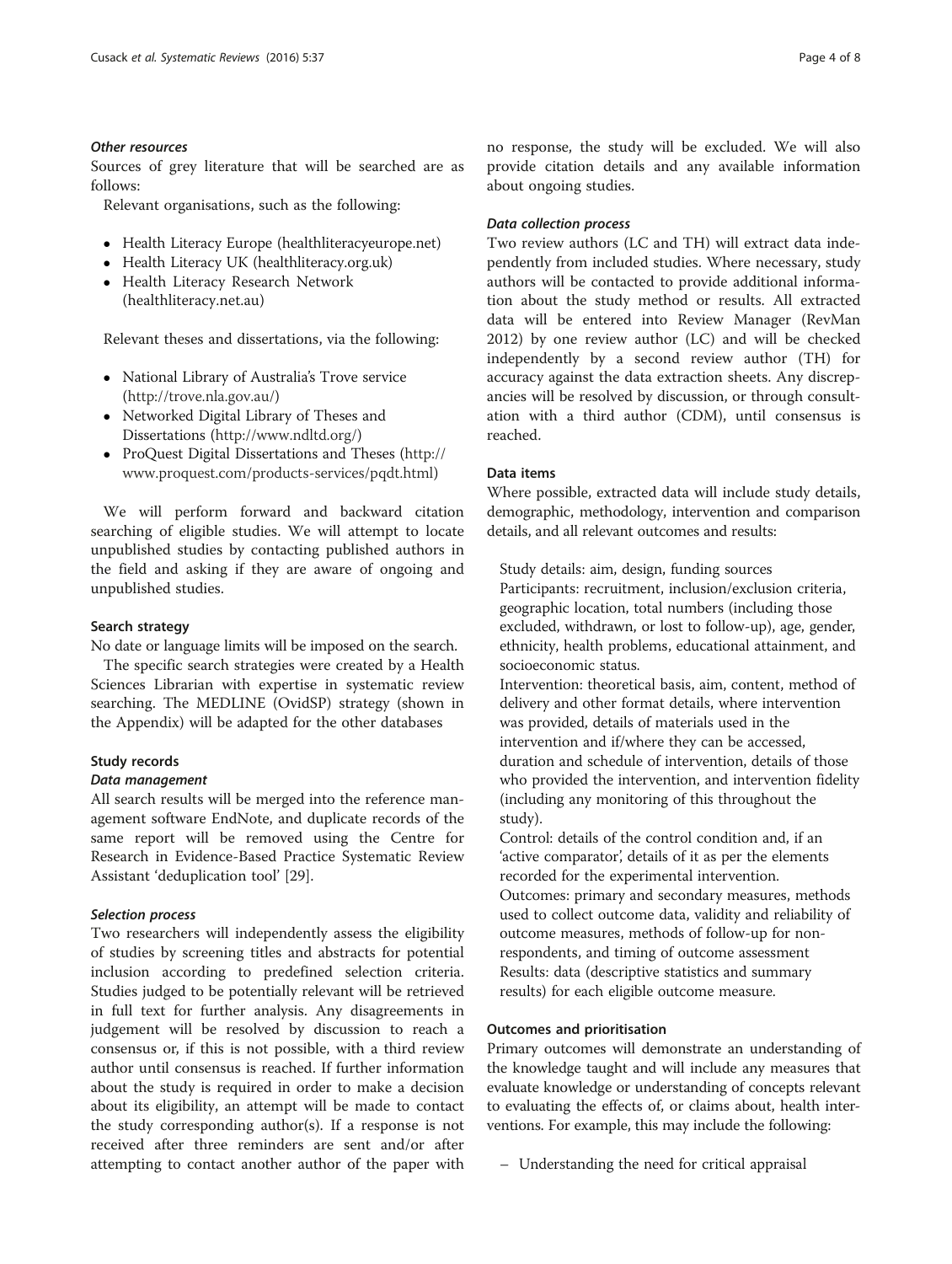#### *Other resources*

Sources of grey literature that will be searched are as follows:

Relevant organisations, such as the following:

- Health Literacy Europe (healthliteracyeurope.net)
- Health Literacy UK (healthliteracy.org.uk)
- Health Literacy Research Network (healthliteracy.net.au)

Relevant theses and dissertations, via the following:

- National Library of Australia's Trove service (http://trove.nla.gov.au/)
- Networked Digital Library of Theses and Dissertations (http://www.ndltd.org/)
- ProQuest Digital Dissertations and Theses (http://www.proquest.com/products-services/pqdt.html)

We will perform forward and backward citation searching of eligible studies. We will attempt to locate unpublished studies by contacting published authors in the field and asking if they are aware of ongoing and unpublished studies.

### Search strategy

No date or language limits will be imposed on the search.

The specific search strategies were created by a Health Sciences Librarian with expertise in systematic review searching. The MEDLINE (OvidSP) strategy (shown in the Appendix) will be adapted for the other databases

### Study records

#### *Data management*

All search results will be merged into the reference management software EndNote, and duplicate records of the same report will be removed using the Centre for Research in Evidence-Based Practice Systematic Review Assistant 'deduplication tool' [29].

#### *Selection process*

Two researchers will independently assess the eligibility of studies by screening titles and abstracts for potential inclusion according to predefined selection criteria. Studies judged to be potentially relevant will be retrieved in full text for further analysis. Any disagreements in judgement will be resolved by discussion to reach a consensus or, if this is not possible, with a third review author until consensus is reached. If further information about the study is required in order to make a decision about its eligibility, an attempt will be made to contact the study corresponding author(s). If a response is not received after three reminders are sent and/or after attempting to contact another author of the paper with no response, the study will be excluded. We will also provide citation details and any available information about ongoing studies.

#### *Data collection process*

Two review authors (LC and TH) will extract data independently from included studies. Where necessary, study authors will be contacted to provide additional information about the study method or results. All extracted data will be entered into Review Manager (RevMan 2012) by one review author (LC) and will be checked independently by a second review author (TH) for accuracy against the data extraction sheets. Any discrepancies will be resolved by discussion, or through consultation with a third author (CDM), until consensus is reached.

### Data items

Where possible, extracted data will include study details, demographic, methodology, intervention and comparison details, and all relevant outcomes and results:

Study details: aim, design, funding sources

Participants: recruitment, inclusion/exclusion criteria, geographic location, total numbers (including those excluded, withdrawn, or lost to follow-up), age, gender, ethnicity, health problems, educational attainment, and socioeconomic status.

Intervention: theoretical basis, aim, content, method of delivery and other format details, where intervention was provided, details of materials used in the intervention and if/where they can be accessed, duration and schedule of intervention, details of those who provided the intervention, and intervention fidelity (including any monitoring of this throughout the study).

Control: details of the control condition and, if an 'active comparator', details of it as per the elements recorded for the experimental intervention.

Outcomes: primary and secondary measures, methods used to collect outcome data, validity and reliability of outcome measures, methods of follow-up for non-respondents, and timing of outcome assessment

Results: data (descriptive statistics and summary results) for each eligible outcome measure.

### Outcomes and prioritisation

Primary outcomes will demonstrate an understanding of the knowledge taught and will include any measures that evaluate knowledge or understanding of concepts relevant to evaluating the effects of, or claims about, health interventions. For example, this may include the following:

- Understanding the need for critical appraisal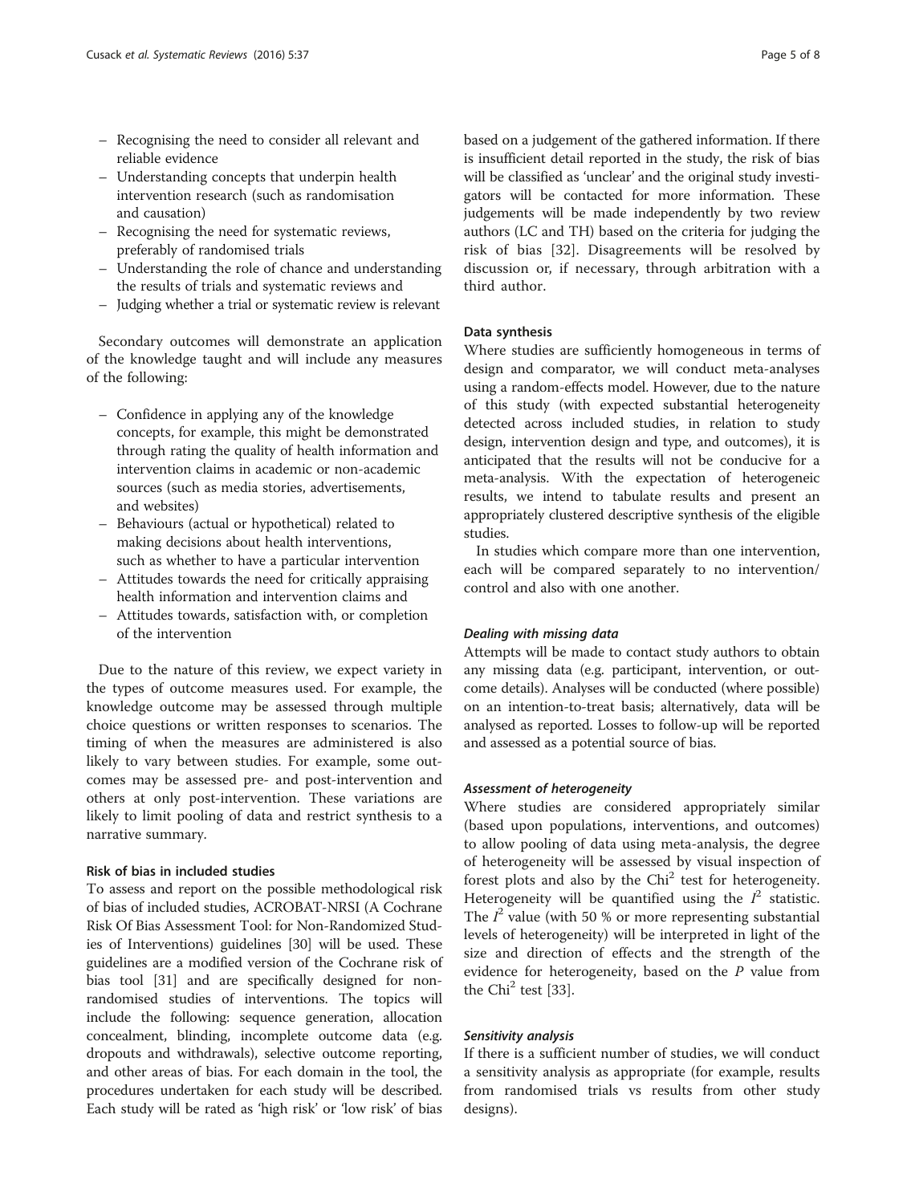- Recognising the need to consider all relevant and reliable evidence
- Understanding concepts that underpin health intervention research (such as randomisation and causation)
- Recognising the need for systematic reviews, preferably of randomised trials
- Understanding the role of chance and understanding the results of trials and systematic reviews and
- Judging whether a trial or systematic review is relevant

Secondary outcomes will demonstrate an application of the knowledge taught and will include any measures of the following:

- Confidence in applying any of the knowledge concepts, for example, this might be demonstrated through rating the quality of health information and intervention claims in academic or non-academic sources (such as media stories, advertisements, and websites)
- Behaviours (actual or hypothetical) related to making decisions about health interventions, such as whether to have a particular intervention
- Attitudes towards the need for critically appraising health information and intervention claims and
- Attitudes towards, satisfaction with, or completion of the intervention

Due to the nature of this review, we expect variety in the types of outcome measures used. For example, the knowledge outcome may be assessed through multiple choice questions or written responses to scenarios. The timing of when the measures are administered is also likely to vary between studies. For example, some outcomes may be assessed pre- and post-intervention and others at only post-intervention. These variations are likely to limit pooling of data and restrict synthesis to a narrative summary.

### Risk of bias in included studies

To assess and report on the possible methodological risk of bias of included studies, ACROBAT-NRSI (A Cochrane Risk Of Bias Assessment Tool: for Non-Randomized Studies of Interventions) guidelines [30] will be used. These guidelines are a modified version of the Cochrane risk of bias tool [31] and are specifically designed for non-randomised studies of interventions. The topics will include the following: sequence generation, allocation concealment, blinding, incomplete outcome data (e.g. dropouts and withdrawals), selective outcome reporting, and other areas of bias. For each domain in the tool, the procedures undertaken for each study will be described. Each study will be rated as 'high risk' or 'low risk' of bias based on a judgement of the gathered information. If there is insufficient detail reported in the study, the risk of bias will be classified as 'unclear' and the original study investigators will be contacted for more information. These judgements will be made independently by two review authors (LC and TH) based on the criteria for judging the risk of bias [32]. Disagreements will be resolved by discussion or, if necessary, through arbitration with a third author.

### Data synthesis

Where studies are sufficiently homogeneous in terms of design and comparator, we will conduct meta-analyses using a random-effects model. However, due to the nature of this study (with expected substantial heterogeneity detected across included studies, in relation to study design, intervention design and type, and outcomes), it is anticipated that the results will not be conducive for a meta-analysis. With the expectation of heterogeneic results, we intend to tabulate results and present an appropriately clustered descriptive synthesis of the eligible studies.

In studies which compare more than one intervention, each will be compared separately to no intervention/control and also with one another.

#### *Dealing with missing data*

Attempts will be made to contact study authors to obtain any missing data (e.g. participant, intervention, or outcome details). Analyses will be conducted (where possible) on an intention-to-treat basis; alternatively, data will be analysed as reported. Losses to follow-up will be reported and assessed as a potential source of bias.

#### *Assessment of heterogeneity*

Where studies are considered appropriately similar (based upon populations, interventions, and outcomes) to allow pooling of data using meta-analysis, the degree of heterogeneity will be assessed by visual inspection of forest plots and also by the $\text{Chi}^2$ test for heterogeneity. Heterogeneity will be quantified using the $I^2$ statistic. The $I^2$ value (with 50 % or more representing substantial levels of heterogeneity) will be interpreted in light of the size and direction of effects and the strength of the evidence for heterogeneity, based on the $P$ value from the $\text{Chi}^2$ test [33].

#### *Sensitivity analysis*

If there is a sufficient number of studies, we will conduct a sensitivity analysis as appropriate (for example, results from randomised trials vs results from other study designs).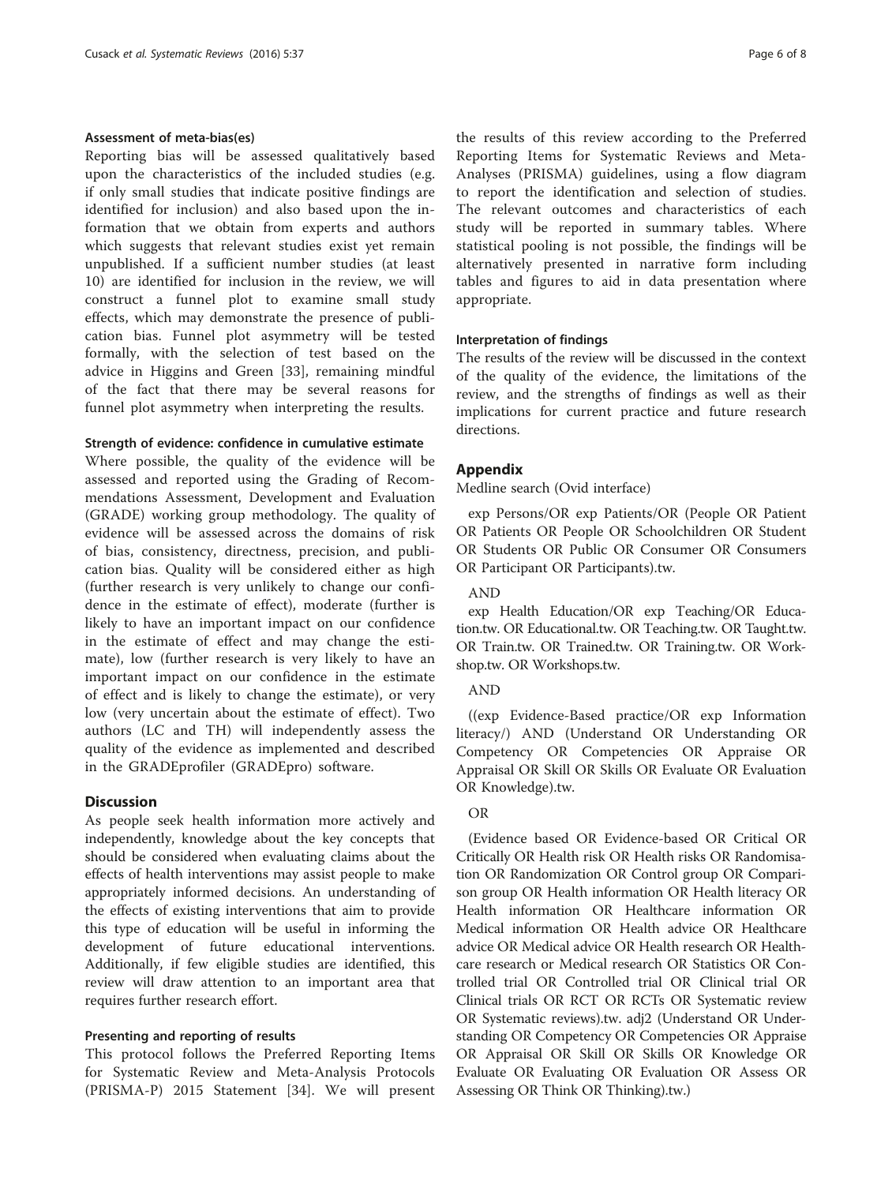#### Assessment of meta-bias(es)

Reporting bias will be assessed qualitatively based upon the characteristics of the included studies (e.g. if only small studies that indicate positive findings are identified for inclusion) and also based upon the information that we obtain from experts and authors which suggests that relevant studies exist yet remain unpublished. If a sufficient number studies (at least 10) are identified for inclusion in the review, we will construct a funnel plot to examine small study effects, which may demonstrate the presence of publication bias. Funnel plot asymmetry will be tested formally, with the selection of test based on the advice in Higgins and Green [33], remaining mindful of the fact that there may be several reasons for funnel plot asymmetry when interpreting the results.

#### Strength of evidence: confidence in cumulative estimate

Where possible, the quality of the evidence will be assessed and reported using the Grading of Recommendations Assessment, Development and Evaluation (GRADE) working group methodology. The quality of evidence will be assessed across the domains of risk of bias, consistency, directness, precision, and publication bias. Quality will be considered either as high (further research is very unlikely to change our confidence in the estimate of effect), moderate (further is likely to have an important impact on our confidence in the estimate of effect and may change the estimate), low (further research is very likely to have an important impact on our confidence in the estimate of effect and is likely to change the estimate), or very low (very uncertain about the estimate of effect). Two authors (LC and TH) will independently assess the quality of the evidence as implemented and described in the GRADEprofiler (GRADEpro) software.

## Discussion

As people seek health information more actively and independently, knowledge about the key concepts that should be considered when evaluating claims about the effects of health interventions may assist people to make appropriately informed decisions. An understanding of the effects of existing interventions that aim to provide this type of education will be useful in informing the development of future educational interventions. Additionally, if few eligible studies are identified, this review will draw attention to an important area that requires further research effort.

#### Presenting and reporting of results

This protocol follows the Preferred Reporting Items for Systematic Review and Meta-Analysis Protocols (PRISMA-P) 2015 Statement [34]. We will present the results of this review according to the Preferred Reporting Items for Systematic Reviews and Meta-Analyses (PRISMA) guidelines, using a flow diagram to report the identification and selection of studies. The relevant outcomes and characteristics of each study will be reported in summary tables. Where statistical pooling is not possible, the findings will be alternatively presented in narrative form including tables and figures to aid in data presentation where appropriate.

#### Interpretation of findings

The results of the review will be discussed in the context of the quality of the evidence, the limitations of the review, and the strengths of findings as well as their implications for current practice and future research directions.

## Appendix

Medline search (Ovid interface)

exp Persons/OR exp Patients/OR (People OR Patient OR Patients OR People OR Schoolchildren OR Student OR Students OR Public OR Consumer OR Consumers OR Participant OR Participants).tw.

AND

exp Health Education/OR exp Teaching/OR Education.tw. OR Educational.tw. OR Teaching.tw. OR Taught.tw. OR Train.tw. OR Trained.tw. OR Training.tw. OR Workshop.tw. OR Workshops.tw.

AND

((exp Evidence-Based practice/OR exp Information literacy/) AND (Understand OR Understanding OR Competency OR Competencies OR Appraise OR Appraisal OR Skill OR Skills OR Evaluate OR Evaluation OR Knowledge).tw.

OR

(Evidence based OR Evidence-based OR Critical OR Critically OR Health risk OR Health risks OR Randomisation OR Randomization OR Control group OR Comparison group OR Health information OR Health literacy OR Health information OR Healthcare information OR Medical information OR Health advice OR Healthcare advice OR Medical advice OR Health research OR Healthcare research or Medical research OR Statistics OR Controlled trial OR Controlled trial OR Clinical trial OR Clinical trials OR RCT OR RCTs OR Systematic review OR Systematic reviews).tw. adj2 (Understand OR Understanding OR Competency OR Competencies OR Appraise OR Appraisal OR Skill OR Skills OR Knowledge OR Evaluate OR Evaluating OR Evaluation OR Assess OR Assessing OR Think OR Thinking).tw.)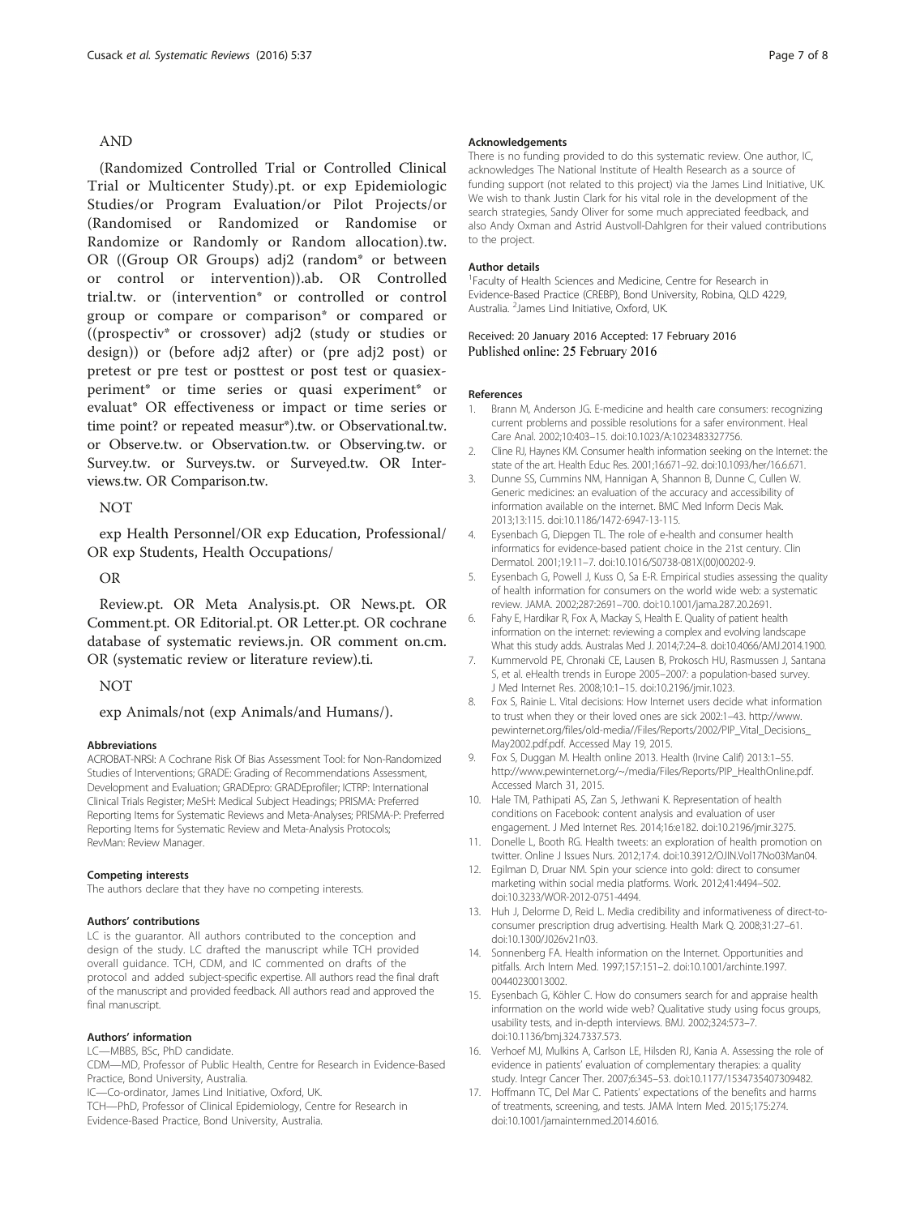AND

(Randomized Controlled Trial or Controlled Clinical Trial or Multicenter Study).pt. or exp Epidemiologic Studies/or Program Evaluation/or Pilot Projects/or (Randomised or Randomized or Randomise or Randomize or Randomly or Random allocation).tw. OR ((Group OR Groups) adj2 (random* or between or control or intervention)).ab. OR Controlled trial.tw. or (intervention* or controlled or control group or compare or comparison* or compared or ((prospectiv* or crossover) adj2 (study or studies or design)) or (before adj2 after) or (pre adj2 post) or pretest or pre test or posttest or post test or quasiexperiment* or time series or quasi experiment* or evaluat* OR effectiveness or impact or time series or time point? or repeated measur*).tw. or Observational.tw. or Observe.tw. or Observation.tw. or Observing.tw. or Survey.tw. or Surveys.tw. or Surveyed.tw. OR Interviews.tw. OR Comparison.tw.

NOT

exp Health Personnel/OR exp Education, Professional/ OR exp Students, Health Occupations/

OR

Review.pt. OR Meta Analysis.pt. OR News.pt. OR Comment.pt. OR Editorial.pt. OR Letter.pt. OR cochrane database of systematic reviews.jn. OR comment on.cm. OR (systematic review or literature review).ti.

NOT

exp Animals/not (exp Animals/and Humans/).

#### Abbreviations

ACROBAT-NRSI: A Cochrane Risk Of Bias Assessment Tool: for Non-Randomized Studies of Interventions; GRADE: Grading of Recommendations Assessment, Development and Evaluation; GRADEpro: GRADEprofiler; ICTRP: International Clinical Trials Register; MeSH: Medical Subject Headings; PRISMA: Preferred Reporting Items for Systematic Reviews and Meta-Analyses; PRISMA-P: Preferred Reporting Items for Systematic Review and Meta-Analysis Protocols; RevMan: Review Manager.

#### Competing interests

The authors declare that they have no competing interests.

#### Authors' contributions

LC is the guarantor. All authors contributed to the conception and design of the study. LC drafted the manuscript while TCH provided overall guidance. TCH, CDM, and IC commented on drafts of the protocol and added subject-specific expertise. All authors read the final draft of the manuscript and provided feedback. All authors read and approved the final manuscript.

#### Authors' information

LC—MBBS, BSc, PhD candidate.
CDM—MD, Professor of Public Health, Centre for Research in Evidence-Based Practice, Bond University, Australia.
IC—Co-ordinator, James Lind Initiative, Oxford, UK.
TCH—PhD, Professor of Clinical Epidemiology, Centre for Research in Evidence-Based Practice, Bond University, Australia.

#### Acknowledgements

There is no funding provided to do this systematic review. One author, IC, acknowledges The National Institute of Health Research as a source of funding support (not related to this project) via the James Lind Initiative, UK. We wish to thank Justin Clark for his vital role in the development of the search strategies, Sandy Oliver for some much appreciated feedback, and also Andy Oxman and Astrid Austvoll-Dahlgren for their valued contributions to the project.

#### Author details

[1]Faculty of Health Sciences and Medicine, Centre for Research in Evidence-Based Practice (CREBP), Bond University, Robina, QLD 4229, Australia. [2]James Lind Initiative, Oxford, UK.

Received: 20 January 2016 Accepted: 17 February 2016
Published online: 25 February 2016

#### References

1. Brann M, Anderson JG. E-medicine and health care consumers: recognizing current problems and possible resolutions for a safer environment. Heal Care Anal. 2002;10:403–15. doi:10.1023/A:1023483327756.
2. Cline RJ, Haynes KM. Consumer health information seeking on the Internet: the state of the art. Health Educ Res. 2001;16:671–92. doi:10.1093/her/16.6.671.
3. Dunne SS, Cummins NM, Hannigan A, Shannon B, Dunne C, Cullen W. Generic medicines: an evaluation of the accuracy and accessibility of information available on the internet. BMC Med Inform Decis Mak. 2013;13:115. doi:10.1186/1472-6947-13-115.
4. Eysenbach G, Diepgen TL. The role of e-health and consumer health informatics for evidence-based patient choice in the 21st century. Clin Dermatol. 2001;19:11–7. doi:10.1016/S0738-081X(00)00202-9.
5. Eysenbach G, Powell J, Kuss O, Sa E-R. Empirical studies assessing the quality of health information for consumers on the world wide web: a systematic review. JAMA. 2002;287:2691–700. doi:10.1001/jama.287.20.2691.
6. Fahy E, Hardikar R, Fox A, Mackay S, Health E. Quality of patient health information on the internet: reviewing a complex and evolving landscape What this study adds. Australas Med J. 2014;7:24–8. doi:10.4066/AMJ.2014.1900.
7. Kummervold PE, Chronaki CE, Lausen B, Prokosch HU, Rasmussen J, Santana S, et al. eHealth trends in Europe 2005–2007: a population-based survey. J Med Internet Res. 2008;10:1–15. doi:10.2196/jmir.1023.
8. Fox S, Rainie L. Vital decisions: How Internet users decide what information to trust when they or their loved ones are sick 2002:1–43. http://www.pewinternet.org/files/old-media//Files/Reports/2002/PIP_Vital_Decisions_May2002.pdf.pdf. Accessed May 19, 2015.
9. Fox S, Duggan M. Health online 2013. Health (Irvine Calif) 2013:1–55. http://www.pewinternet.org/~/media/Files/Reports/PIP_HealthOnline.pdf. Accessed March 31, 2015.
10. Hale TM, Pathipati AS, Zan S, Jethwani K. Representation of health conditions on Facebook: content analysis and evaluation of user engagement. J Med Internet Res. 2014;16:e182. doi:10.2196/jmir.3275.
11. Donelle L, Booth RG. Health tweets: an exploration of health promotion on twitter. Online J Issues Nurs. 2012;17:4. doi:10.3912/OJIN.Vol17No03Man04.
12. Egilman D, Druar NM. Spin your science into gold: direct to consumer marketing within social media platforms. Work. 2012;41:4494–502. doi:10.3233/WOR-2012-0751-4494.
13. Huh J, Delorme D, Reid L. Media credibility and informativeness of direct-to-consumer prescription drug advertising. Health Mark Q. 2008;31:27–61. doi:10.1300/J026v21n03.
14. Sonnenberg FA. Health information on the Internet. Opportunities and pitfalls. Arch Intern Med. 1997;157:151–2. doi:10.1001/archinte.1997.00440230013002.
15. Eysenbach G, Köhler C. How do consumers search for and appraise health information on the world wide web? Qualitative study using focus groups, usability tests, and in-depth interviews. BMJ. 2002;324:573–7. doi:10.1136/bmj.324.7337.573.
16. Verhoef MJ, Mulkins A, Carlson LE, Hilsden RJ, Kania A. Assessing the role of evidence in patients' evaluation of complementary therapies: a quality study. Integr Cancer Ther. 2007;6:345–53. doi:10.1177/1534735407309482.
17. Hoffmann TC, Del Mar C. Patients' expectations of the benefits and harms of treatments, screening, and tests. JAMA Intern Med. 2015;175:274. doi:10.1001/jamainternmed.2014.6016.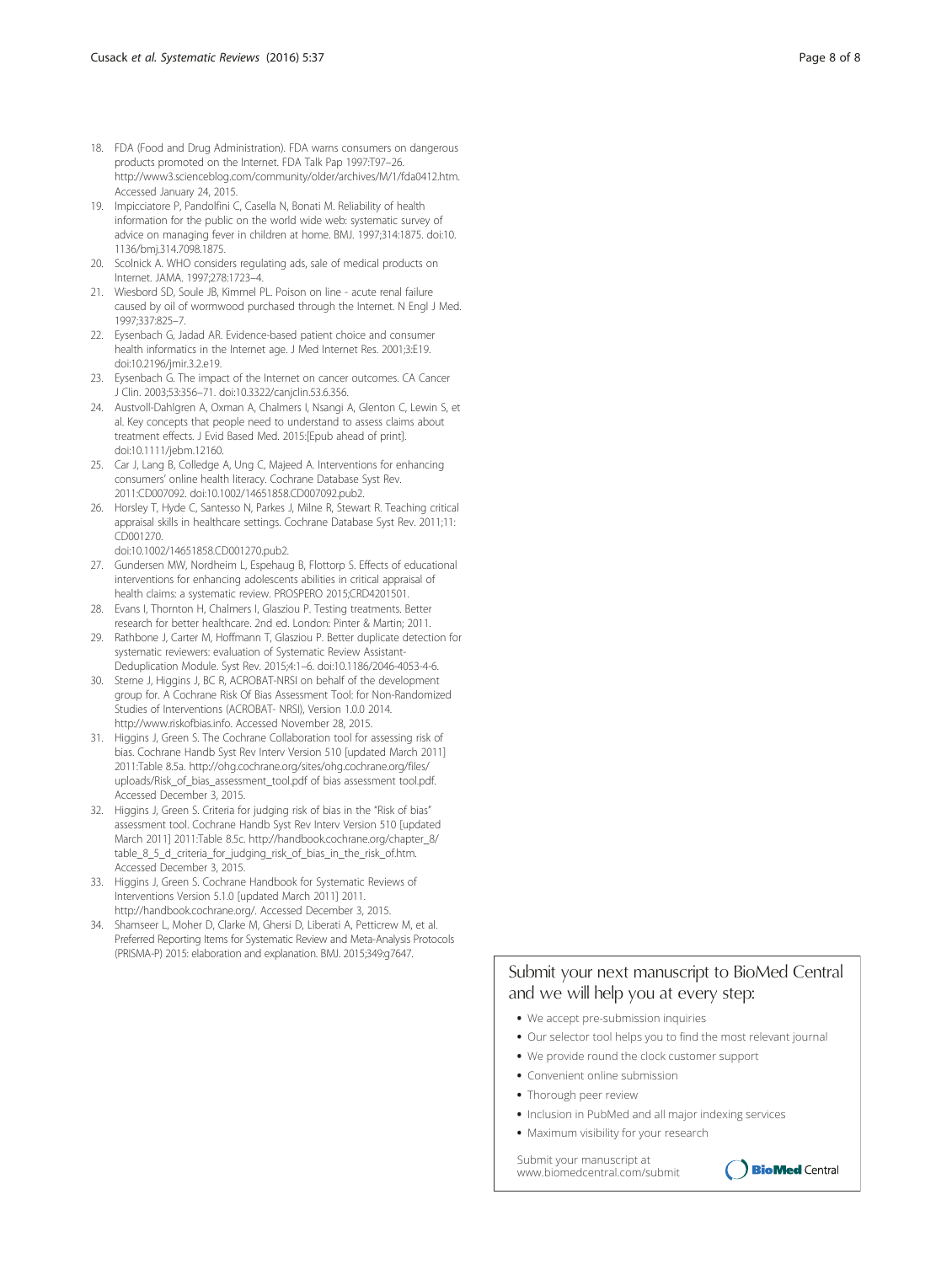18. FDA (Food and Drug Administration). FDA warns consumers on dangerous products promoted on the Internet. FDA Talk Pap 1997:T97–26. http://www3.scienceblog.com/community/older/archives/M/1/fda0412.htm. Accessed January 24, 2015.
19. Impicciatore P, Pandolfini C, Casella N, Bonati M. Reliability of health information for the public on the world wide web: systematic survey of advice on managing fever in children at home. BMJ. 1997;314:1875. doi:10.1136/bmj.314.7098.1875.
20. Scolnick A. WHO considers regulating ads, sale of medical products on Internet. JAMA. 1997;278:1723–4.
21. Wiesbord SD, Soule JB, Kimmel PL. Poison on line - acute renal failure caused by oil of wormwood purchased through the Internet. N Engl J Med. 1997;337:825–7.
22. Eysenbach G, Jadad AR. Evidence-based patient choice and consumer health informatics in the Internet age. J Med Internet Res. 2001;3:E19. doi:10.2196/jmir.3.2.e19.
23. Eysenbach G. The impact of the Internet on cancer outcomes. CA Cancer J Clin. 2003;53:356–71. doi:10.3322/canjclin.53.6.356.
24. Austvoll-Dahlgren A, Oxman A, Chalmers I, Nsangi A, Glenton C, Lewin S, et al. Key concepts that people need to understand to assess claims about treatment effects. J Evid Based Med. 2015:[Epub ahead of print]. doi:10.1111/jebm.12160.
25. Car J, Lang B, Colledge A, Ung C, Majeed A. Interventions for enhancing consumers' online health literacy. Cochrane Database Syst Rev. 2011:CD007092. doi:10.1002/14651858.CD007092.pub2.
26. Horsley T, Hyde C, Santesso N, Parkes J, Milne R, Stewart R. Teaching critical appraisal skills in healthcare settings. Cochrane Database Syst Rev. 2011;11:CD001270. doi:10.1002/14651858.CD001270.pub2.
27. Gundersen MW, Nordheim L, Espehaug B, Flottorp S. Effects of educational interventions for enhancing adolescents abilities in critical appraisal of health claims: a systematic review. PROSPERO 2015;CRD4201501.
28. Evans I, Thornton H, Chalmers I, Glasziou P. Testing treatments. Better research for better healthcare. 2nd ed. London: Pinter & Martin; 2011.
29. Rathbone J, Carter M, Hoffmann T, Glasziou P. Better duplicate detection for systematic reviewers: evaluation of Systematic Review Assistant-Deduplication Module. Syst Rev. 2015;4:1–6. doi:10.1186/2046-4053-4-6.
30. Sterne J, Higgins J, BC R, ACROBAT-NRSI on behalf of the development group for. A Cochrane Risk Of Bias Assessment Tool: for Non-Randomized Studies of Interventions (ACROBAT- NRSI), Version 1.0.0 2014. http://www.riskofbias.info. Accessed November 28, 2015.
31. Higgins J, Green S. The Cochrane Collaboration tool for assessing risk of bias. Cochrane Handb Syst Rev Interv Version 510 [updated March 2011] 2011:Table 8.5a. http://ohg.cochrane.org/sites/ohg.cochrane.org/files/uploads/Risk_of_bias_assessment_tool.pdf of bias assessment tool.pdf. Accessed December 3, 2015.
32. Higgins J, Green S. Criteria for judging risk of bias in the "Risk of bias" assessment tool. Cochrane Handb Syst Rev Interv Version 510 [updated March 2011] 2011:Table 8.5c. http://handbook.cochrane.org/chapter_8/table_8_5_d_criteria_for_judging_risk_of_bias_in_the_risk_of.htm. Accessed December 3, 2015.
33. Higgins J, Green S. Cochrane Handbook for Systematic Reviews of Interventions Version 5.1.0 [updated March 2011] 2011. http://handbook.cochrane.org/. Accessed December 3, 2015.
34. Shamseer L, Moher D, Clarke M, Ghersi D, Liberati A, Petticrew M, et al. Preferred Reporting Items for Systematic Review and Meta-Analysis Protocols (PRISMA-P) 2015: elaboration and explanation. BMJ. 2015;349:g7647.

Submit your next manuscript to BioMed Central and we will help you at every step:

- We accept pre-submission inquiries
- Our selector tool helps you to find the most relevant journal
- We provide round the clock customer support
- Convenient online submission
- Thorough peer review
- Inclusion in PubMed and all major indexing services
- Maximum visibility for your research

Submit your manuscript at www.biomedcentral.com/submit

BioMed Central